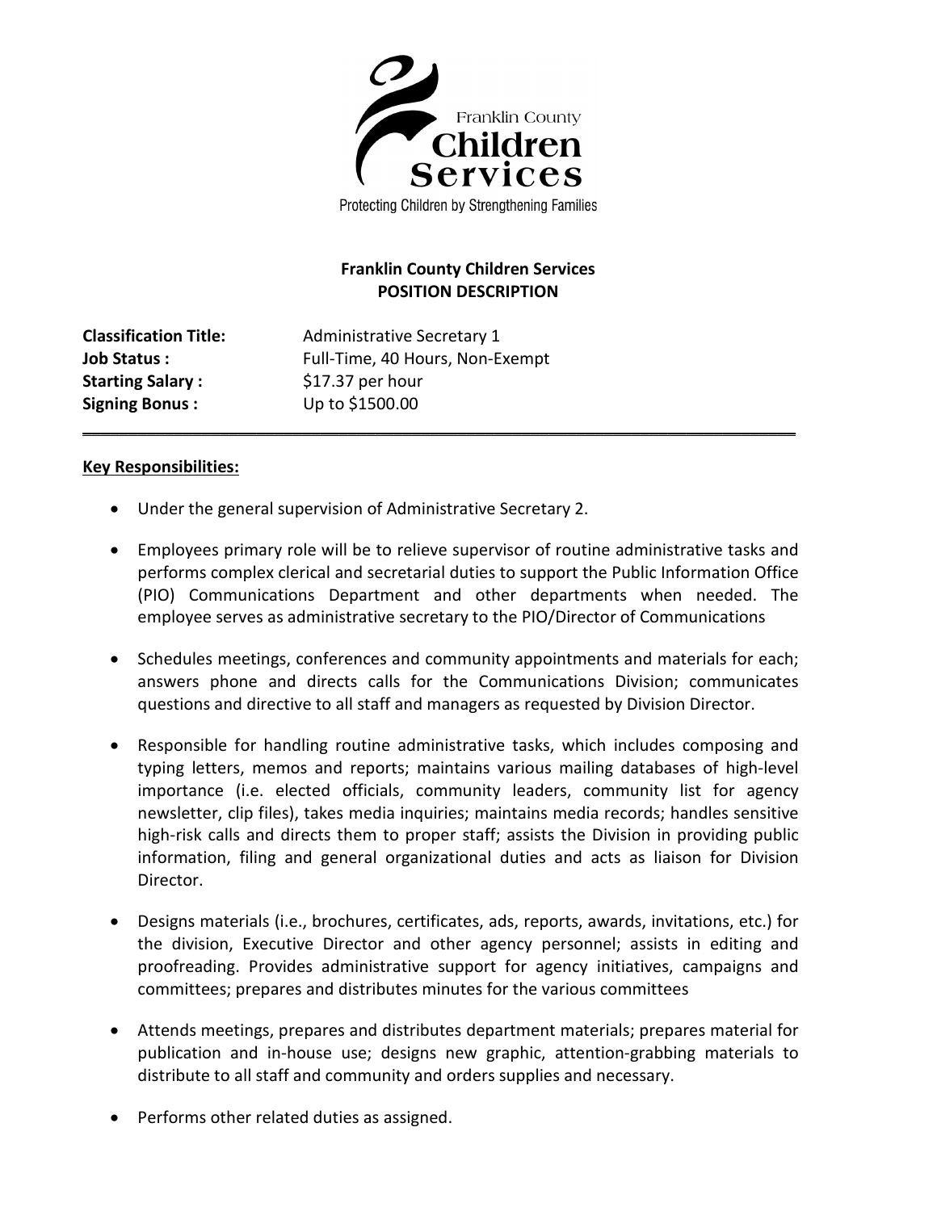Franklin County
Children
Services
Protecting Children by Strengthening Families

**Franklin County Children Services**
**POSITION DESCRIPTION**

**Classification Title:** Administrative Secretary 1
**Job Status :** Full-Time, 40 Hours, Non-Exempt
**Starting Salary :** $17.37 per hour
**Signing Bonus :** Up to $1500.00

---

**Key Responsibilities:**

- Under the general supervision of Administrative Secretary 2.

- Employees primary role will be to relieve supervisor of routine administrative tasks and performs complex clerical and secretarial duties to support the Public Information Office (PIO) Communications Department and other departments when needed. The employee serves as administrative secretary to the PIO/Director of Communications

- Schedules meetings, conferences and community appointments and materials for each; answers phone and directs calls for the Communications Division; communicates questions and directive to all staff and managers as requested by Division Director.

- Responsible for handling routine administrative tasks, which includes composing and typing letters, memos and reports; maintains various mailing databases of high-level importance (i.e. elected officials, community leaders, community list for agency newsletter, clip files), takes media inquiries; maintains media records; handles sensitive high-risk calls and directs them to proper staff; assists the Division in providing public information, filing and general organizational duties and acts as liaison for Division Director.

- Designs materials (i.e., brochures, certificates, ads, reports, awards, invitations, etc.) for the division, Executive Director and other agency personnel; assists in editing and proofreading. Provides administrative support for agency initiatives, campaigns and committees; prepares and distributes minutes for the various committees

- Attends meetings, prepares and distributes department materials; prepares material for publication and in-house use; designs new graphic, attention-grabbing materials to distribute to all staff and community and orders supplies and necessary.

- Performs other related duties as assigned.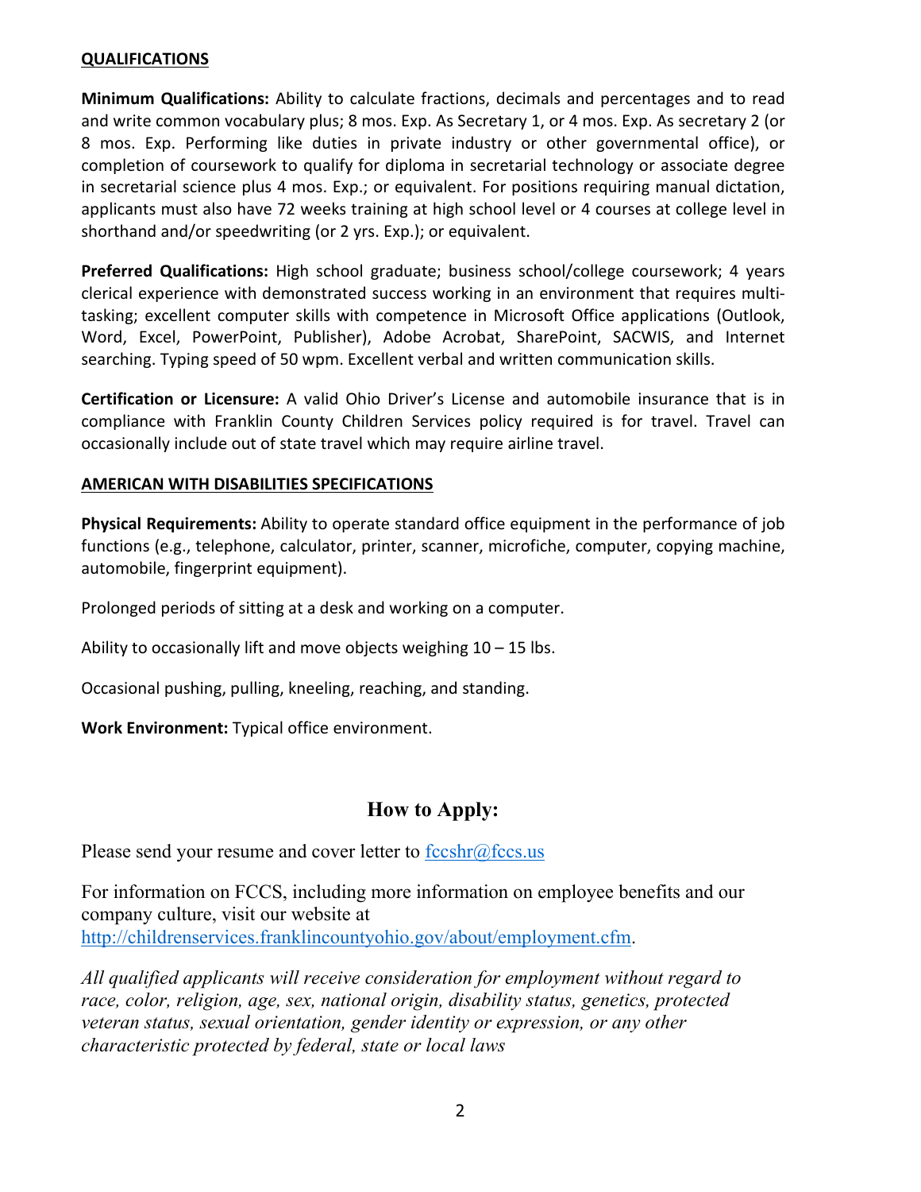## QUALIFICATIONS

**Minimum Qualifications:** Ability to calculate fractions, decimals and percentages and to read and write common vocabulary plus; 8 mos. Exp. As Secretary 1, or 4 mos. Exp. As secretary 2 (or 8 mos. Exp. Performing like duties in private industry or other governmental office), or completion of coursework to qualify for diploma in secretarial technology or associate degree in secretarial science plus 4 mos. Exp.; or equivalent. For positions requiring manual dictation, applicants must also have 72 weeks training at high school level or 4 courses at college level in shorthand and/or speedwriting (or 2 yrs. Exp.); or equivalent.

**Preferred Qualifications:** High school graduate; business school/college coursework; 4 years clerical experience with demonstrated success working in an environment that requires multi-tasking; excellent computer skills with competence in Microsoft Office applications (Outlook, Word, Excel, PowerPoint, Publisher), Adobe Acrobat, SharePoint, SACWIS, and Internet searching. Typing speed of 50 wpm. Excellent verbal and written communication skills.

**Certification or Licensure:** A valid Ohio Driver's License and automobile insurance that is in compliance with Franklin County Children Services policy required is for travel. Travel can occasionally include out of state travel which may require airline travel.

## AMERICAN WITH DISABILITIES SPECIFICATIONS

**Physical Requirements:** Ability to operate standard office equipment in the performance of job functions (e.g., telephone, calculator, printer, scanner, microfiche, computer, copying machine, automobile, fingerprint equipment).

Prolonged periods of sitting at a desk and working on a computer.

Ability to occasionally lift and move objects weighing 10 – 15 lbs.

Occasional pushing, pulling, kneeling, reaching, and standing.

**Work Environment:** Typical office environment.

## How to Apply:

Please send your resume and cover letter to fccshr@fccs.us

For information on FCCS, including more information on employee benefits and our company culture, visit our website at http://childrenservices.franklincountyohio.gov/about/employment.cfm.

*All qualified applicants will receive consideration for employment without regard to race, color, religion, age, sex, national origin, disability status, genetics, protected veteran status, sexual orientation, gender identity or expression, or any other characteristic protected by federal, state or local laws*